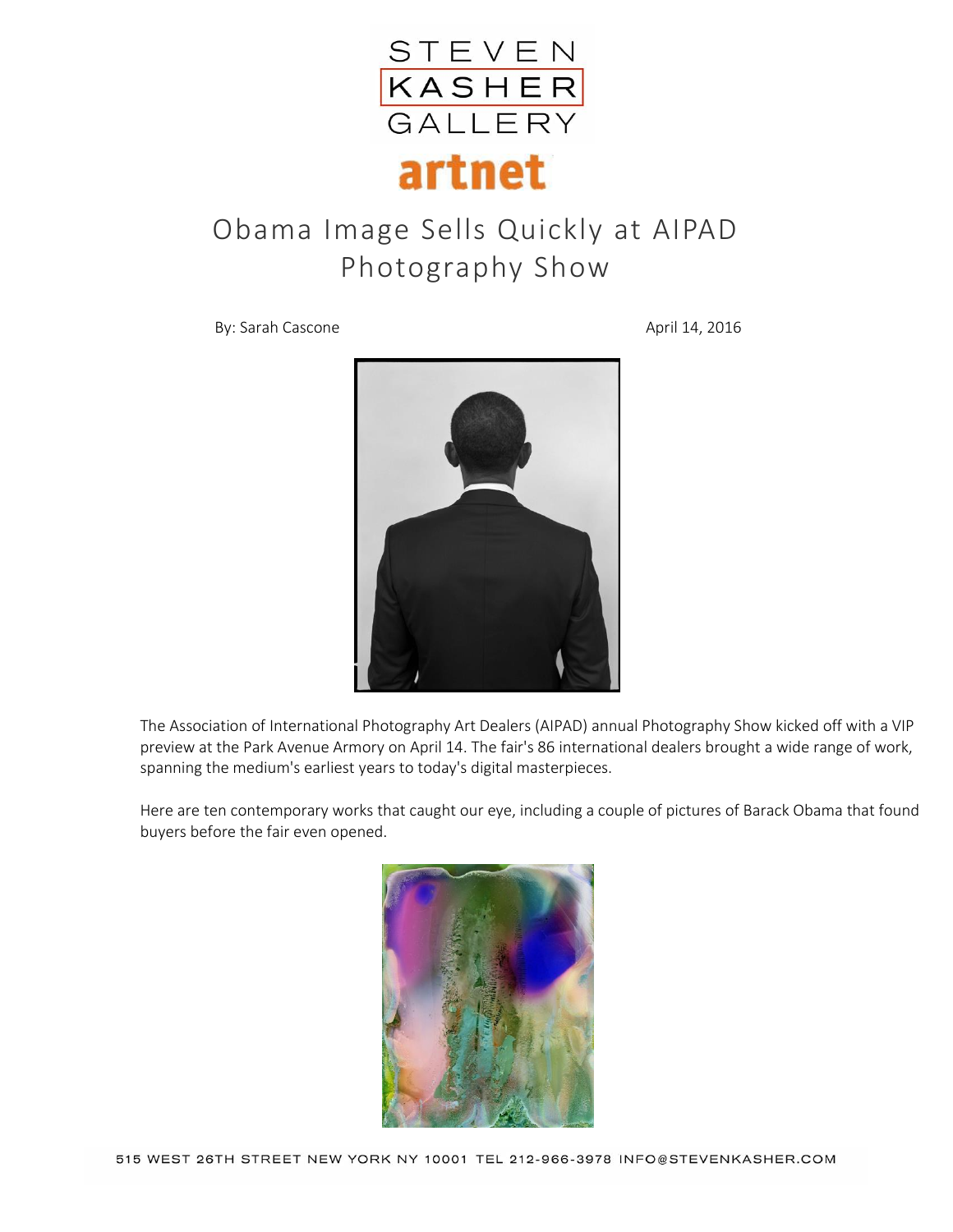STEVEN KASHER GALLERY

artnet

# Obama Image Sells Quickly at AIPAD Photography Show

By: Sarah Cascone

April 14, 2016

The Association of International Photography Art Dealers (AIPAD) annual Photography Show kicked off with a VIP preview at the Park Avenue Armory on April 14. The fair's 86 international dealers brought a wide range of work, spanning the medium's earliest years to today's digital masterpieces.

Here are ten contemporary works that caught our eye, including a couple of pictures of Barack Obama that found buyers before the fair even opened.

515 WEST 26TH STREET NEW YORK NY 10001 TEL 212-966-3978 INFO@STEVENKASHER.COM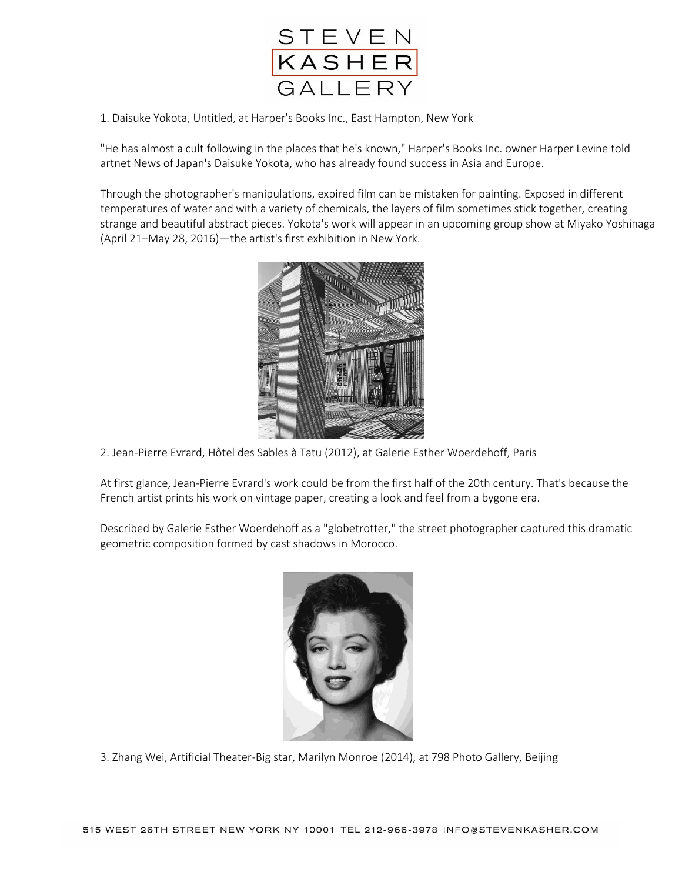1. Daisuke Yokota, Untitled, at Harper's Books Inc., East Hampton, New York

"He has almost a cult following in the places that he's known," Harper's Books Inc. owner Harper Levine told artnet News of Japan's Daisuke Yokota, who has already found success in Asia and Europe.

Through the photographer's manipulations, expired film can be mistaken for painting. Exposed in different temperatures of water and with a variety of chemicals, the layers of film sometimes stick together, creating strange and beautiful abstract pieces. Yokota's work will appear in an upcoming group show at Miyako Yoshinaga (April 21–May 28, 2016)—the artist's first exhibition in New York.

2. Jean-Pierre Evrard, Hôtel des Sables à Tatu (2012), at Galerie Esther Woerdehoff, Paris

At first glance, Jean-Pierre Evrard's work could be from the first half of the 20th century. That's because the French artist prints his work on vintage paper, creating a look and feel from a bygone era.

Described by Galerie Esther Woerdehoff as a "globetrotter," the street photographer captured this dramatic geometric composition formed by cast shadows in Morocco.

3. Zhang Wei, Artificial Theater-Big star, Marilyn Monroe (2014), at 798 Photo Gallery, Beijing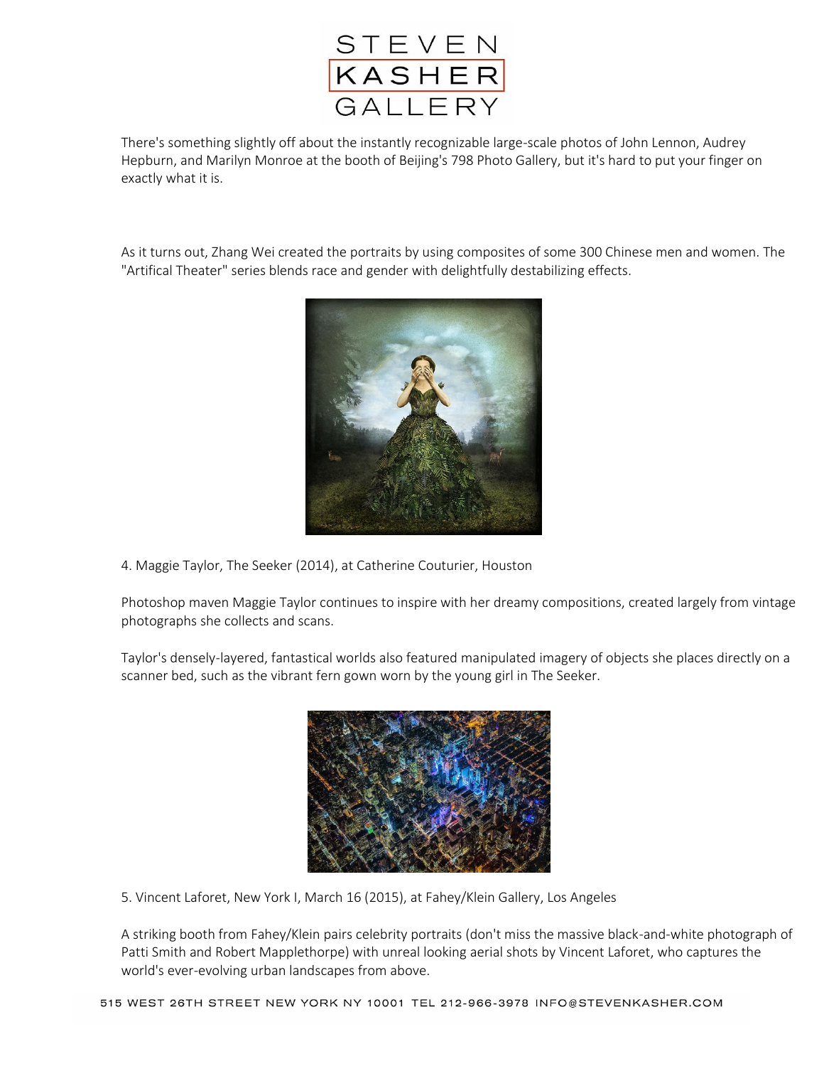There's something slightly off about the instantly recognizable large-scale photos of John Lennon, Audrey Hepburn, and Marilyn Monroe at the booth of Beijing's 798 Photo Gallery, but it's hard to put your finger on exactly what it is.

As it turns out, Zhang Wei created the portraits by using composites of some 300 Chinese men and women. The "Artifical Theater" series blends race and gender with delightfully destabilizing effects.

4. Maggie Taylor, The Seeker (2014), at Catherine Couturier, Houston

Photoshop maven Maggie Taylor continues to inspire with her dreamy compositions, created largely from vintage photographs she collects and scans.

Taylor's densely-layered, fantastical worlds also featured manipulated imagery of objects she places directly on a scanner bed, such as the vibrant fern gown worn by the young girl in The Seeker.

5. Vincent Laforet, New York I, March 16 (2015), at Fahey/Klein Gallery, Los Angeles

A striking booth from Fahey/Klein pairs celebrity portraits (don't miss the massive black-and-white photograph of Patti Smith and Robert Mapplethorpe) with unreal looking aerial shots by Vincent Laforet, who captures the world's ever-evolving urban landscapes from above.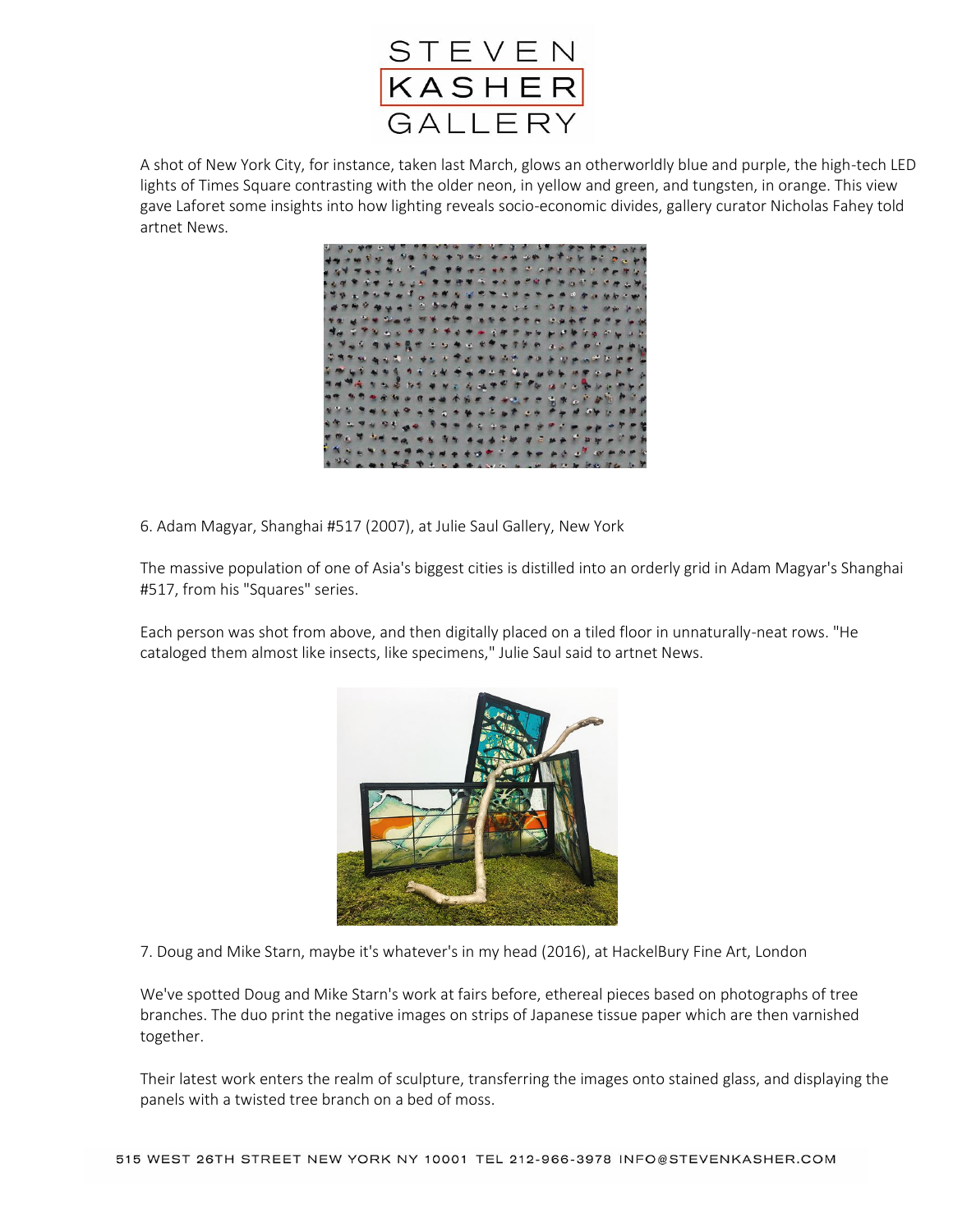A shot of New York City, for instance, taken last March, glows an otherworldly blue and purple, the high-tech LED lights of Times Square contrasting with the older neon, in yellow and green, and tungsten, in orange. This view gave Laforet some insights into how lighting reveals socio-economic divides, gallery curator Nicholas Fahey told artnet News.

6. Adam Magyar, Shanghai #517 (2007), at Julie Saul Gallery, New York

The massive population of one of Asia's biggest cities is distilled into an orderly grid in Adam Magyar's Shanghai #517, from his "Squares" series.

Each person was shot from above, and then digitally placed on a tiled floor in unnaturally-neat rows. "He cataloged them almost like insects, like specimens," Julie Saul said to artnet News.

7. Doug and Mike Starn, maybe it's whatever's in my head (2016), at HackelBury Fine Art, London

We've spotted Doug and Mike Starn's work at fairs before, ethereal pieces based on photographs of tree branches. The duo print the negative images on strips of Japanese tissue paper which are then varnished together.

Their latest work enters the realm of sculpture, transferring the images onto stained glass, and displaying the panels with a twisted tree branch on a bed of moss.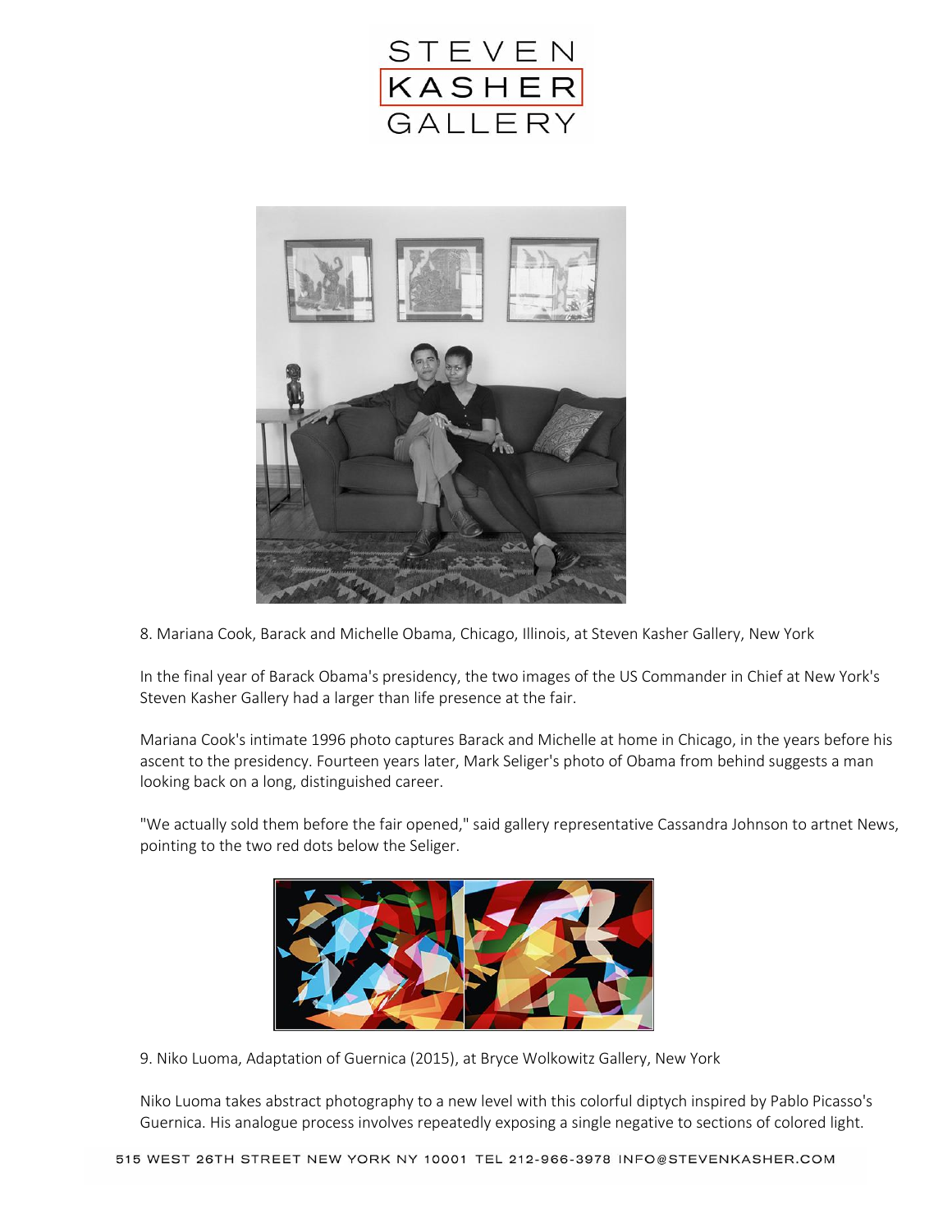8. Mariana Cook, Barack and Michelle Obama, Chicago, Illinois, at Steven Kasher Gallery, New York

In the final year of Barack Obama's presidency, the two images of the US Commander in Chief at New York's Steven Kasher Gallery had a larger than life presence at the fair.

Mariana Cook's intimate 1996 photo captures Barack and Michelle at home in Chicago, in the years before his ascent to the presidency. Fourteen years later, Mark Seliger's photo of Obama from behind suggests a man looking back on a long, distinguished career.

"We actually sold them before the fair opened," said gallery representative Cassandra Johnson to artnet News, pointing to the two red dots below the Seliger.

9. Niko Luoma, Adaptation of Guernica (2015), at Bryce Wolkowitz Gallery, New York

Niko Luoma takes abstract photography to a new level with this colorful diptych inspired by Pablo Picasso's Guernica. His analogue process involves repeatedly exposing a single negative to sections of colored light.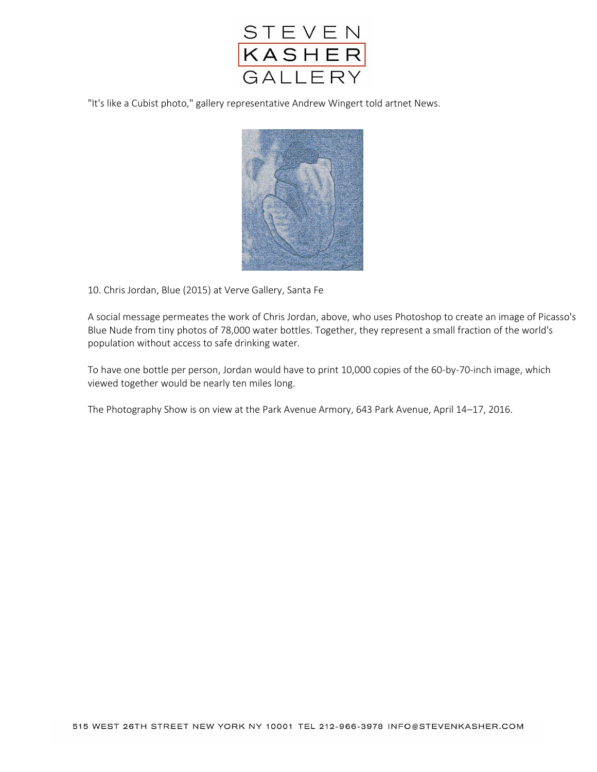"It's like a Cubist photo," gallery representative Andrew Wingert told artnet News.

10. Chris Jordan, Blue (2015) at Verve Gallery, Santa Fe

A social message permeates the work of Chris Jordan, above, who uses Photoshop to create an image of Picasso's Blue Nude from tiny photos of 78,000 water bottles. Together, they represent a small fraction of the world's population without access to safe drinking water.

To have one bottle per person, Jordan would have to print 10,000 copies of the 60-by-70-inch image, which viewed together would be nearly ten miles long.

The Photography Show is on view at the Park Avenue Armory, 643 Park Avenue, April 14–17, 2016.